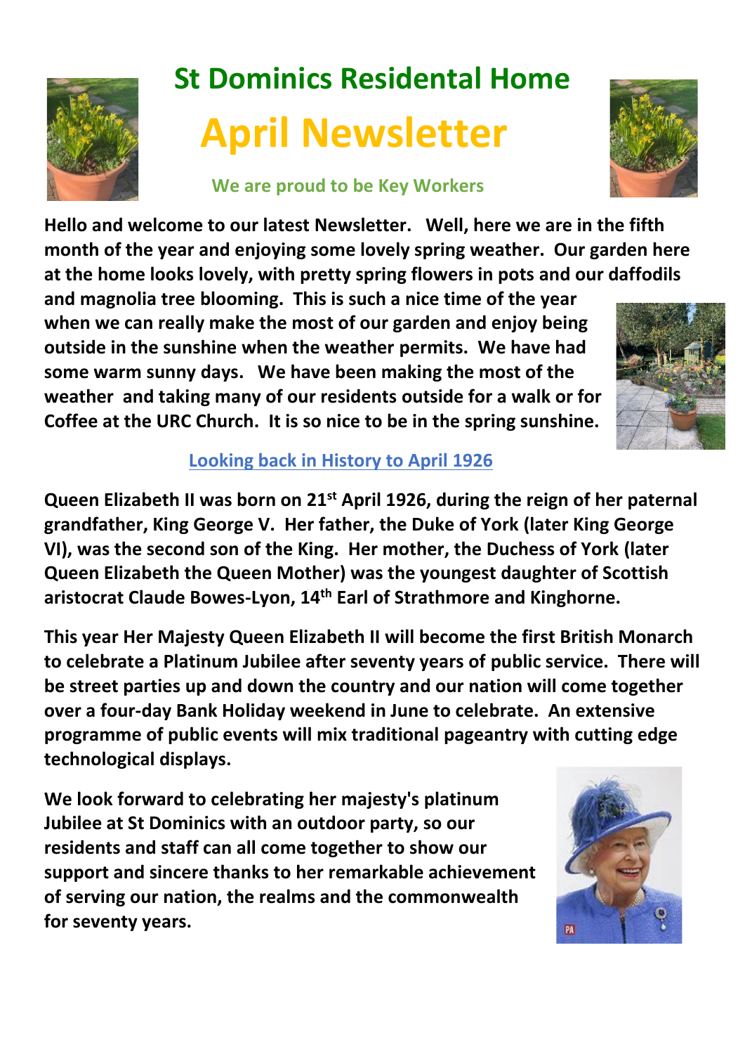# St Dominics Residental Home

# April Newsletter

### We are proud to be Key Workers

**Hello and welcome to our latest Newsletter. Well, here we are in the fifth month of the year and enjoying some lovely spring weather. Our garden here at the home looks lovely, with pretty spring flowers in pots and our daffodils and magnolia tree blooming. This is such a nice time of the year when we can really make the most of our garden and enjoy being outside in the sunshine when the weather permits. We have had some warm sunny days. We have been making the most of the weather and taking many of our residents outside for a walk or for Coffee at the URC Church. It is so nice to be in the spring sunshine.**

## Looking back in History to April 1926

**Queen Elizabeth II was born on 21st April 1926, during the reign of her paternal grandfather, King George V. Her father, the Duke of York (later King George VI), was the second son of the King. Her mother, the Duchess of York (later Queen Elizabeth the Queen Mother) was the youngest daughter of Scottish aristocrat Claude Bowes-Lyon, 14th Earl of Strathmore and Kinghorne.**

**This year Her Majesty Queen Elizabeth II will become the first British Monarch to celebrate a Platinum Jubilee after seventy years of public service. There will be street parties up and down the country and our nation will come together over a four-day Bank Holiday weekend in June to celebrate. An extensive programme of public events will mix traditional pageantry with cutting edge technological displays.**

**We look forward to celebrating her majesty's platinum Jubilee at St Dominics with an outdoor party, so our residents and staff can all come together to show our support and sincere thanks to her remarkable achievement of serving our nation, the realms and the commonwealth for seventy years.**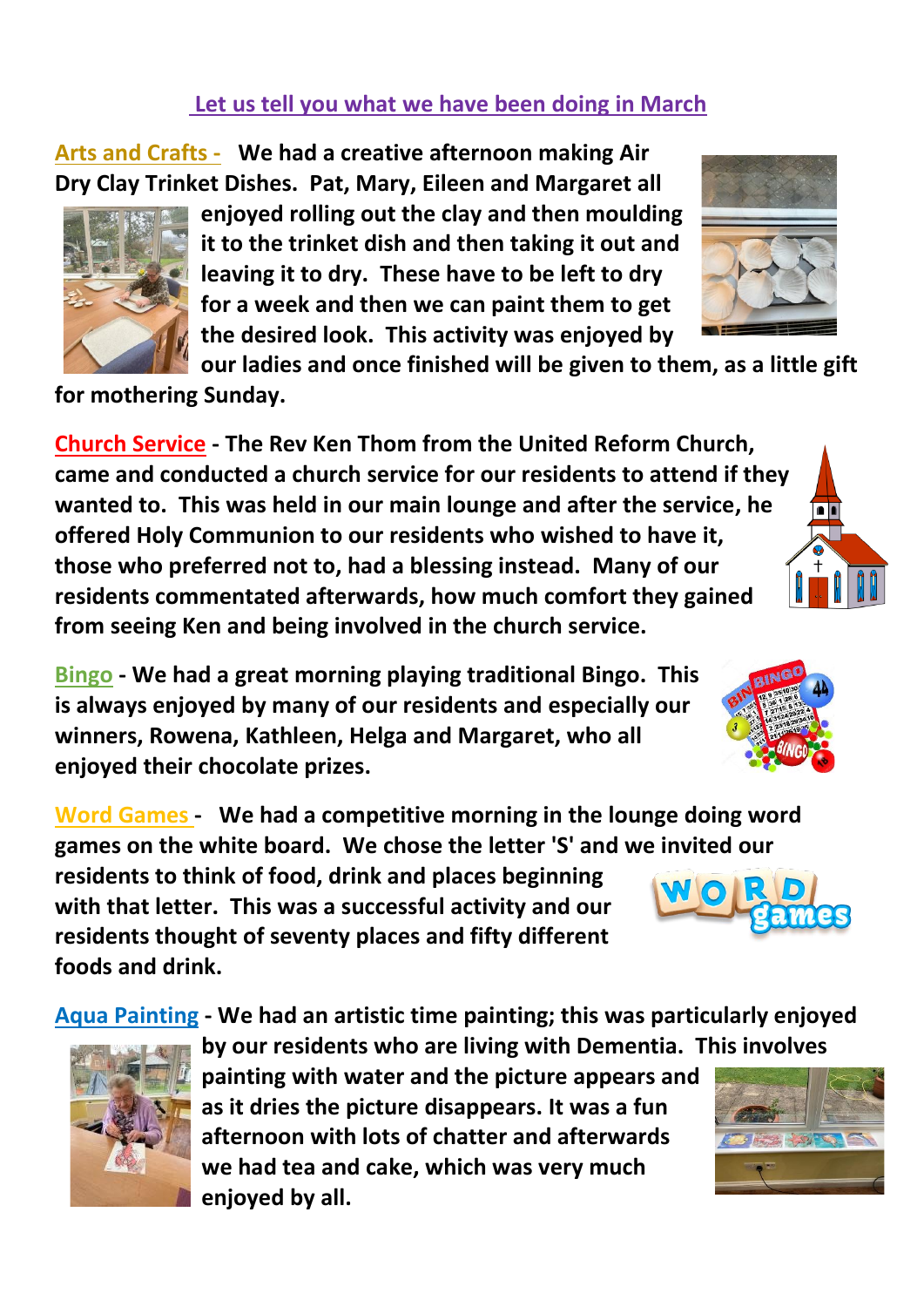## Let us tell you what we have been doing in March

**Arts and Crafts - We had a creative afternoon making Air Dry Clay Trinket Dishes. Pat, Mary, Eileen and Margaret all enjoyed rolling out the clay and then moulding it to the trinket dish and then taking it out and leaving it to dry. These have to be left to dry for a week and then we can paint them to get the desired look. This activity was enjoyed by our ladies and once finished will be given to them, as a little gift for mothering Sunday.**

**Church Service - The Rev Ken Thom from the United Reform Church, came and conducted a church service for our residents to attend if they wanted to. This was held in our main lounge and after the service, he offered Holy Communion to our residents who wished to have it, those who preferred not to, had a blessing instead. Many of our residents commentated afterwards, how much comfort they gained from seeing Ken and being involved in the church service.**

**Bingo - We had a great morning playing traditional Bingo. This is always enjoyed by many of our residents and especially our winners, Rowena, Kathleen, Helga and Margaret, who all enjoyed their chocolate prizes.**

**Word Games - We had a competitive morning in the lounge doing word games on the white board. We chose the letter 'S' and we invited our residents to think of food, drink and places beginning with that letter. This was a successful activity and our residents thought of seventy places and fifty different foods and drink.**

**Aqua Painting - We had an artistic time painting; this was particularly enjoyed by our residents who are living with Dementia. This involves painting with water and the picture appears and as it dries the picture disappears. It was a fun afternoon with lots of chatter and afterwards we had tea and cake, which was very much enjoyed by all.**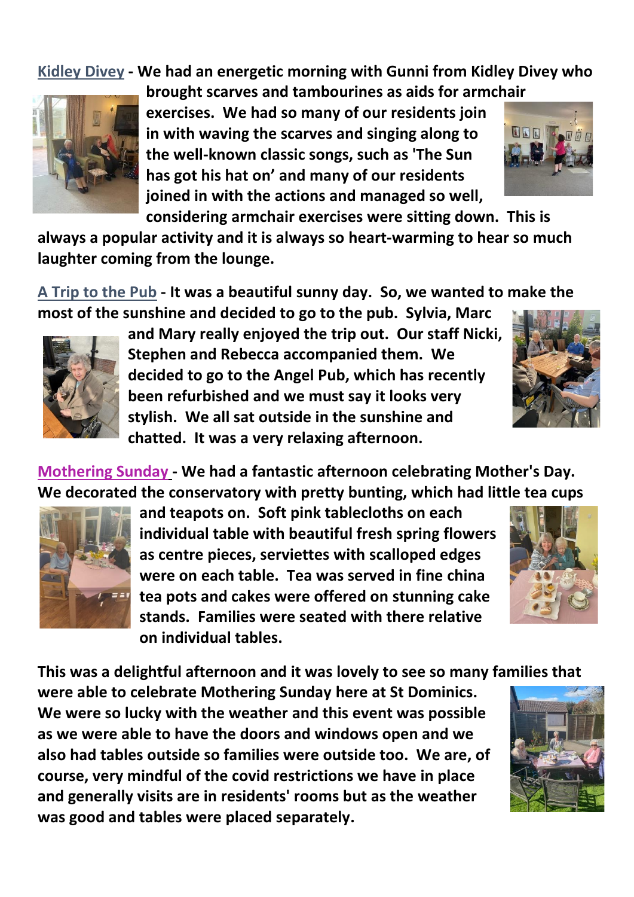**Kidley Divey** - We had an energetic morning with Gunni from Kidley Divey who brought scarves and tambourines as aids for armchair exercises. We had so many of our residents join in with waving the scarves and singing along to the well-known classic songs, such as 'The Sun has got his hat on' and many of our residents joined in with the actions and managed so well, considering armchair exercises were sitting down. This is always a popular activity and it is always so heart-warming to hear so much laughter coming from the lounge.

**A Trip to the Pub** - It was a beautiful sunny day. So, we wanted to make the most of the sunshine and decided to go to the pub. Sylvia, Marc and Mary really enjoyed the trip out. Our staff Nicki, Stephen and Rebecca accompanied them. We decided to go to the Angel Pub, which has recently been refurbished and we must say it looks very stylish. We all sat outside in the sunshine and chatted. It was a very relaxing afternoon.

**Mothering Sunday** - We had a fantastic afternoon celebrating Mother's Day. We decorated the conservatory with pretty bunting, which had little tea cups and teapots on. Soft pink tablecloths on each individual table with beautiful fresh spring flowers as centre pieces, serviettes with scalloped edges were on each table. Tea was served in fine china tea pots and cakes were offered on stunning cake stands. Families were seated with there relative on individual tables.

**This was a delightful afternoon and it was lovely to see so many families that were able to celebrate Mothering Sunday here at St Dominics. We were so lucky with the weather and this event was possible as we were able to have the doors and windows open and we also had tables outside so families were outside too. We are, of course, very mindful of the covid restrictions we have in place and generally visits are in residents' rooms but as the weather was good and tables were placed separately.**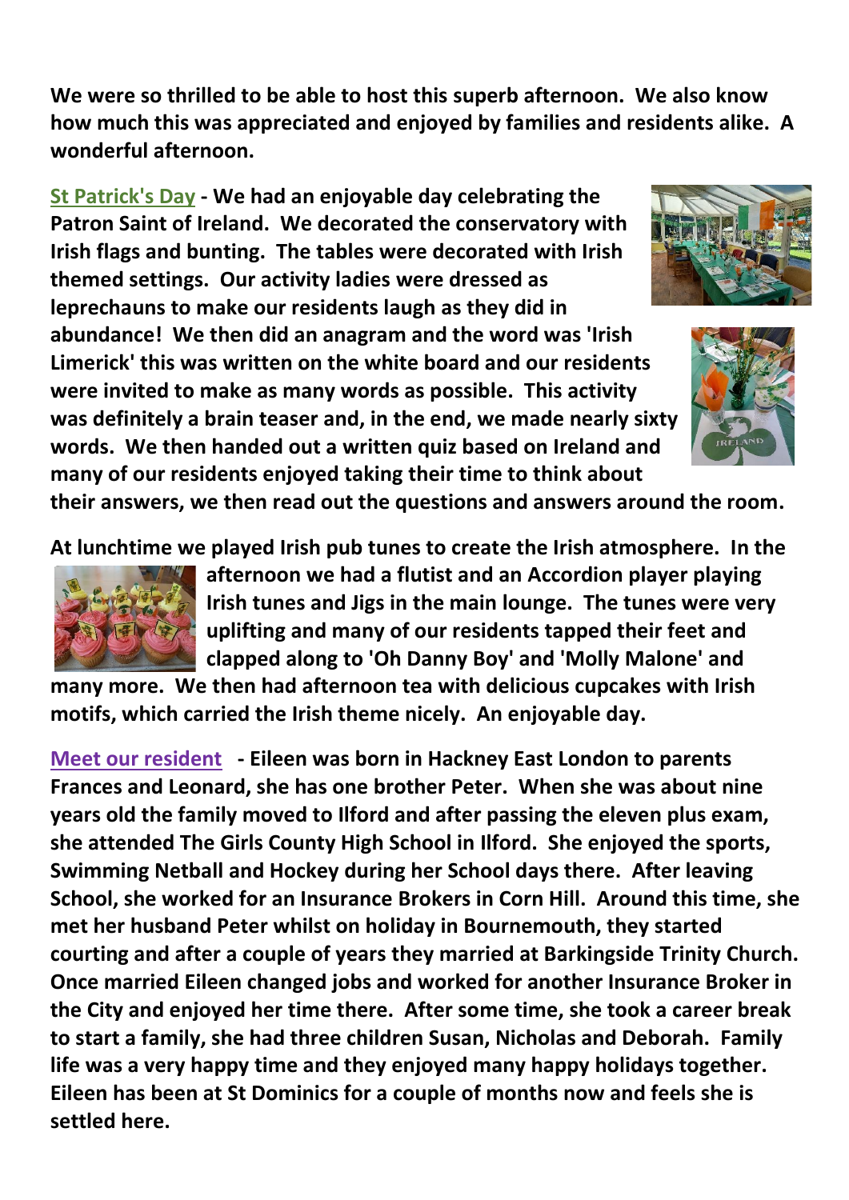**We were so thrilled to be able to host this superb afternoon. We also know how much this was appreciated and enjoyed by families and residents alike. A wonderful afternoon.**

**St Patrick's Day - We had an enjoyable day celebrating the Patron Saint of Ireland. We decorated the conservatory with Irish flags and bunting. The tables were decorated with Irish themed settings. Our activity ladies were dressed as leprechauns to make our residents laugh as they did in abundance! We then did an anagram and the word was 'Irish Limerick' this was written on the white board and our residents were invited to make as many words as possible. This activity was definitely a brain teaser and, in the end, we made nearly sixty words. We then handed out a written quiz based on Ireland and many of our residents enjoyed taking their time to think about their answers, we then read out the questions and answers around the room.**

**At lunchtime we played Irish pub tunes to create the Irish atmosphere. In the afternoon we had a flutist and an Accordion player playing Irish tunes and Jigs in the main lounge. The tunes were very uplifting and many of our residents tapped their feet and clapped along to 'Oh Danny Boy' and 'Molly Malone' and many more. We then had afternoon tea with delicious cupcakes with Irish motifs, which carried the Irish theme nicely. An enjoyable day.**

**Meet our resident - Eileen was born in Hackney East London to parents Frances and Leonard, she has one brother Peter. When she was about nine years old the family moved to Ilford and after passing the eleven plus exam, she attended The Girls County High School in Ilford. She enjoyed the sports, Swimming Netball and Hockey during her School days there. After leaving School, she worked for an Insurance Brokers in Corn Hill. Around this time, she met her husband Peter whilst on holiday in Bournemouth, they started courting and after a couple of years they married at Barkingside Trinity Church. Once married Eileen changed jobs and worked for another Insurance Broker in the City and enjoyed her time there. After some time, she took a career break to start a family, she had three children Susan, Nicholas and Deborah. Family life was a very happy time and they enjoyed many happy holidays together. Eileen has been at St Dominics for a couple of months now and feels she is settled here.**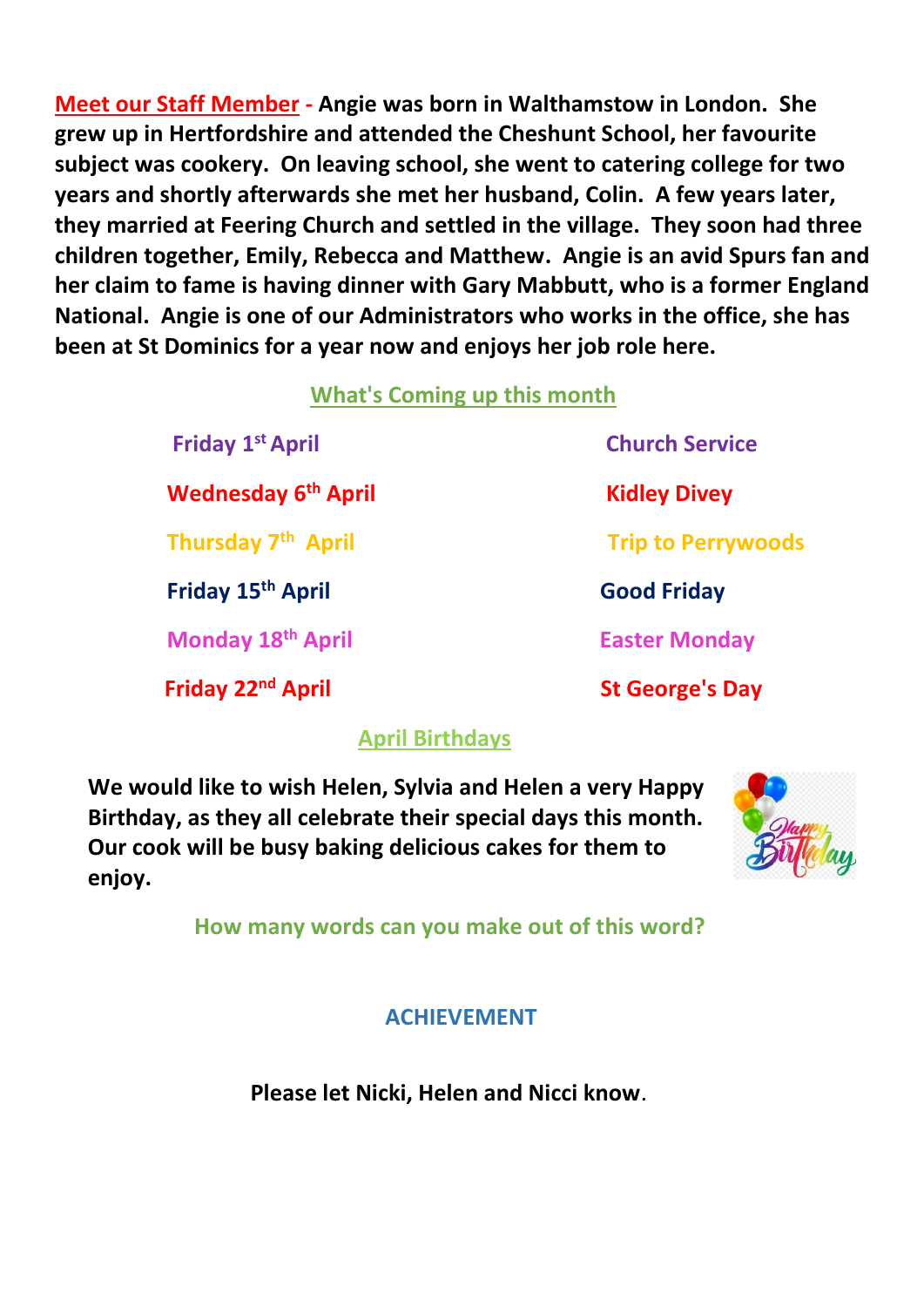**Meet our Staff Member** - **Angie was born in Walthamstow in London. She grew up in Hertfordshire and attended the Cheshunt School, her favourite subject was cookery. On leaving school, she went to catering college for two years and shortly afterwards she met her husband, Colin. A few years later, they married at Feering Church and settled in the village. They soon had three children together, Emily, Rebecca and Matthew. Angie is an avid Spurs fan and her claim to fame is having dinner with Gary Mabbutt, who is a former England National. Angie is one of our Administrators who works in the office, she has been at St Dominics for a year now and enjoys her job role here.**

## What's Coming up this month

| | |
|---|---|
| **Friday 1st April** | **Church Service** |
| **Wednesday 6th April** | **Kidley Divey** |
| **Thursday 7th April** | **Trip to Perrywoods** |
| **Friday 15th April** | **Good Friday** |
| **Monday 18th April** | **Easter Monday** |
| **Friday 22nd April** | **St George's Day** |

## April Birthdays

**We would like to wish Helen, Sylvia and Helen a very Happy Birthday, as they all celebrate their special days this month. Our cook will be busy baking delicious cakes for them to enjoy.**

**How many words can you make out of this word?**

**ACHIEVEMENT**

**Please let Nicki, Helen and Nicci know**.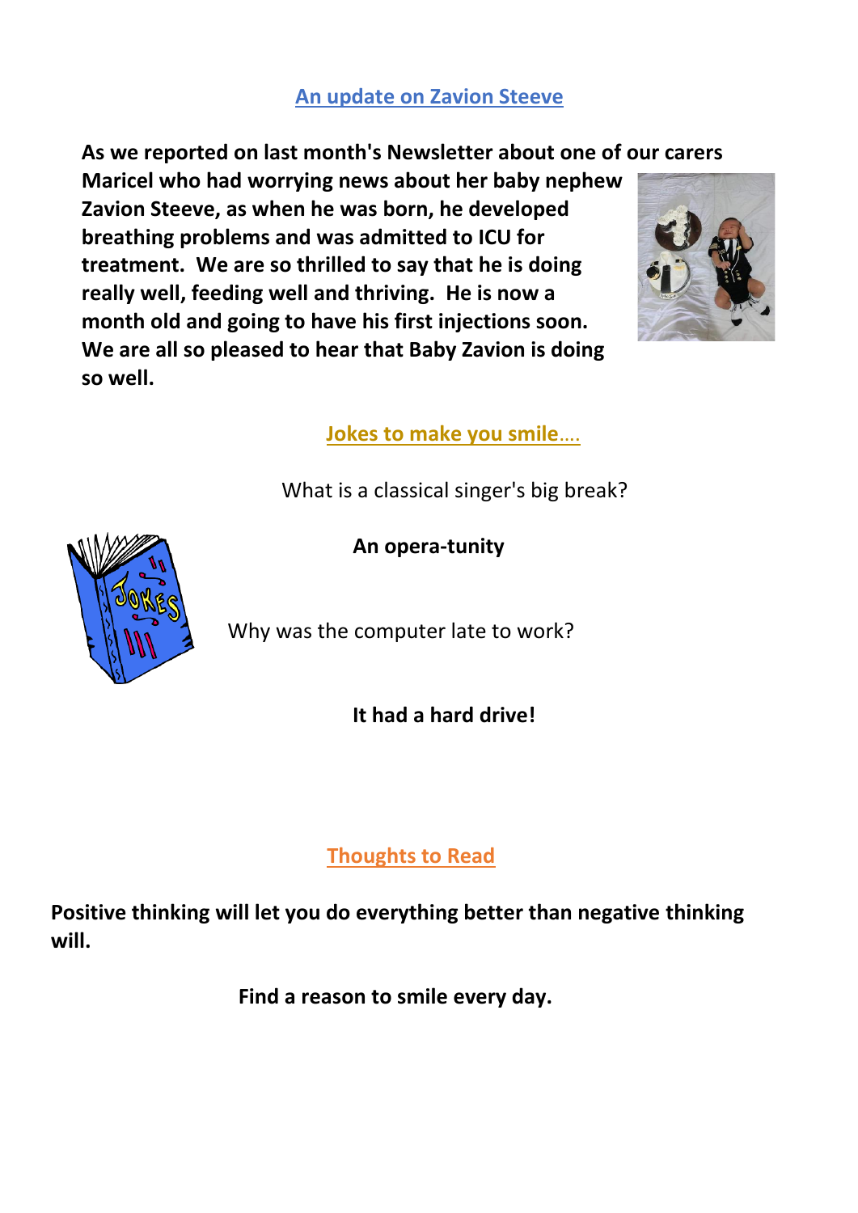## An update on Zavion Steeve

**As we reported on last month's Newsletter about one of our carers Maricel who had worrying news about her baby nephew Zavion Steeve, as when he was born, he developed breathing problems and was admitted to ICU for treatment. We are so thrilled to say that he is doing really well, feeding well and thriving. He is now a month old and going to have his first injections soon. We are all so pleased to hear that Baby Zavion is doing so well.**

## Jokes to make you smile….

What is a classical singer's big break?

**An opera-tunity**

Why was the computer late to work?

**It had a hard drive!**

## Thoughts to Read

**Positive thinking will let you do everything better than negative thinking will.**

**Find a reason to smile every day.**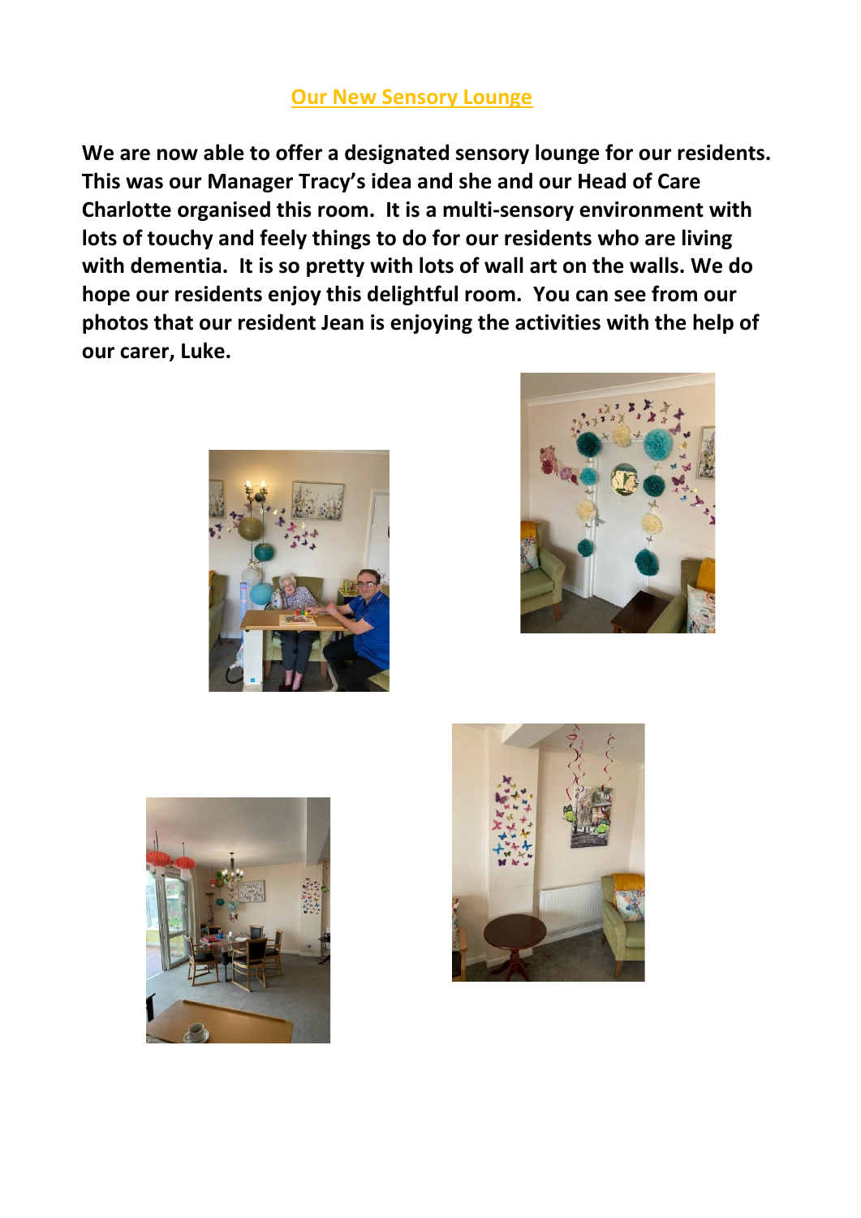## Our New Sensory Lounge

**We are now able to offer a designated sensory lounge for our residents. This was our Manager Tracy's idea and she and our Head of Care Charlotte organised this room. It is a multi-sensory environment with lots of touchy and feely things to do for our residents who are living with dementia. It is so pretty with lots of wall art on the walls. We do hope our residents enjoy this delightful room. You can see from our photos that our resident Jean is enjoying the activities with the help of our carer, Luke.**